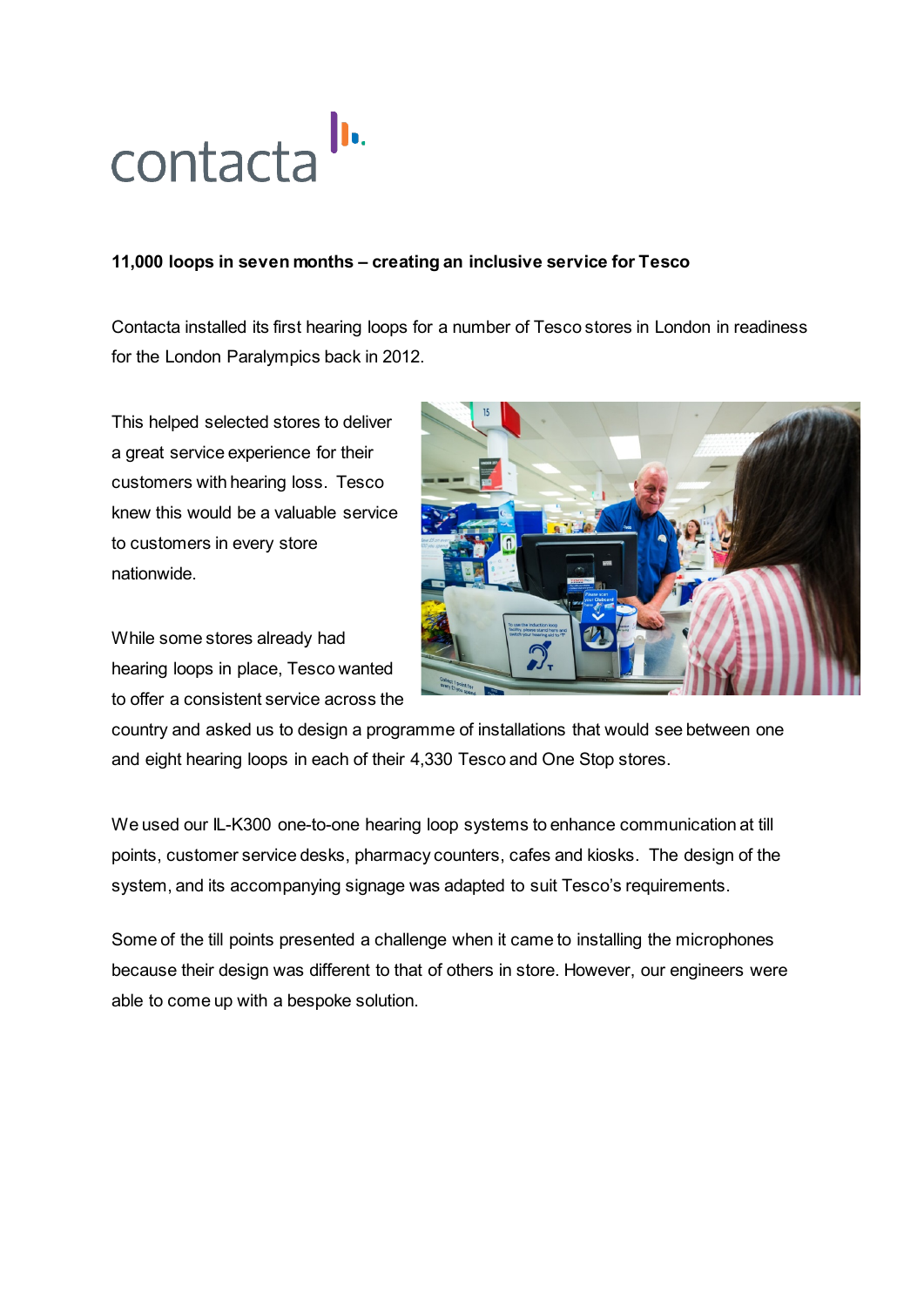contacta

**11,000 loops in seven months – creating an inclusive service for Tesco**

Contacta installed its first hearing loops for a number of Tesco stores in London in readiness for the London Paralympics back in 2012.

This helped selected stores to deliver a great service experience for their customers with hearing loss. Tesco knew this would be a valuable service to customers in every store nationwide.

While some stores already had hearing loops in place, Tesco wanted to offer a consistent service across the country and asked us to design a programme of installations that would see between one and eight hearing loops in each of their 4,330 Tesco and One Stop stores.

We used our IL-K300 one-to-one hearing loop systems to enhance communication at till points, customer service desks, pharmacy counters, cafes and kiosks. The design of the system, and its accompanying signage was adapted to suit Tesco's requirements.

Some of the till points presented a challenge when it came to installing the microphones because their design was different to that of others in store. However, our engineers were able to come up with a bespoke solution.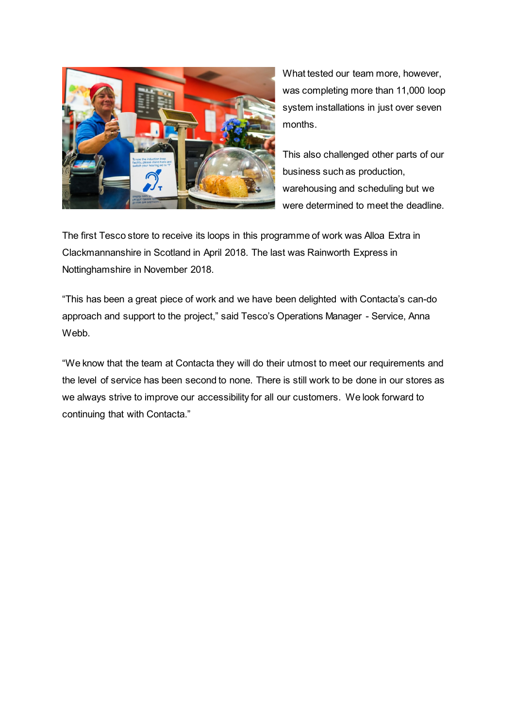What tested our team more, however, was completing more than 11,000 loop system installations in just over seven months.

This also challenged other parts of our business such as production, warehousing and scheduling but we were determined to meet the deadline.

The first Tesco store to receive its loops in this programme of work was Alloa Extra in Clackmannanshire in Scotland in April 2018. The last was Rainworth Express in Nottinghamshire in November 2018.

“This has been a great piece of work and we have been delighted with Contacta’s can-do approach and support to the project,” said Tesco’s Operations Manager - Service, Anna Webb.

“We know that the team at Contacta they will do their utmost to meet our requirements and the level of service has been second to none. There is still work to be done in our stores as we always strive to improve our accessibility for all our customers. We look forward to continuing that with Contacta.”